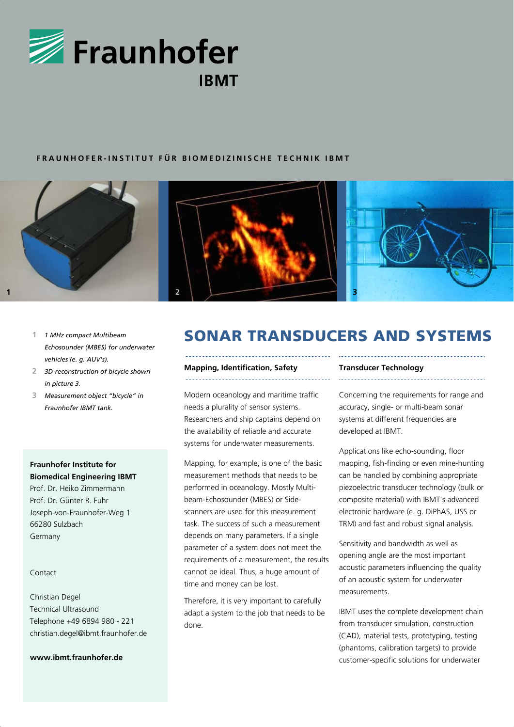# Fraunhofer IBMT

**FRAUNHOFER-INSTITUT FÜR BIOMEDIZINISCHE TECHNIK IBMT**

1 *1 MHz compact Multibeam Echosounder (MBES) for underwater vehicles (e. g. AUV's).*

2 *3D-reconstruction of bicycle shown in picture 3.*

3 *Measurement object "bicycle" in Fraunhofer IBMT tank.*

**Fraunhofer Institute for Biomedical Engineering IBMT**
Prof. Dr. Heiko Zimmermann
Prof. Dr. Günter R. Fuhr
Joseph-von-Fraunhofer-Weg 1
66280 Sulzbach
Germany

Contact

Christian Degel
Technical Ultrasound
Telephone +49 6894 980 - 221
christian.degel@ibmt.fraunhofer.de

**www.ibmt.fraunhofer.de**

# SONAR TRANSDUCERS AND SYSTEMS

### Mapping, Identification, Safety

Modern oceanology and maritime traffic needs a plurality of sensor systems. Researchers and ship captains depend on the availability of reliable and accurate systems for underwater measurements.

Mapping, for example, is one of the basic measurement methods that needs to be performed in oceanology. Mostly Multi-beam-Echosounder (MBES) or Side-scanners are used for this measurement task. The success of such a measurement depends on many parameters. If a single parameter of a system does not meet the requirements of a measurement, the results cannot be ideal. Thus, a huge amount of time and money can be lost.

Therefore, it is very important to carefully adapt a system to the job that needs to be done.

### Transducer Technology

Concerning the requirements for range and accuracy, single- or multi-beam sonar systems at different frequencies are developed at IBMT.

Applications like echo-sounding, floor mapping, fish-finding or even mine-hunting can be handled by combining appropriate piezoelectric transducer technology (bulk or composite material) with IBMT's advanced electronic hardware (e. g. DiPhAS, USS or TRM) and fast and robust signal analysis.

Sensitivity and bandwidth as well as opening angle are the most important acoustic parameters influencing the quality of an acoustic system for underwater measurements.

IBMT uses the complete development chain from transducer simulation, construction (CAD), material tests, prototyping, testing (phantoms, calibration targets) to provide customer-specific solutions for underwater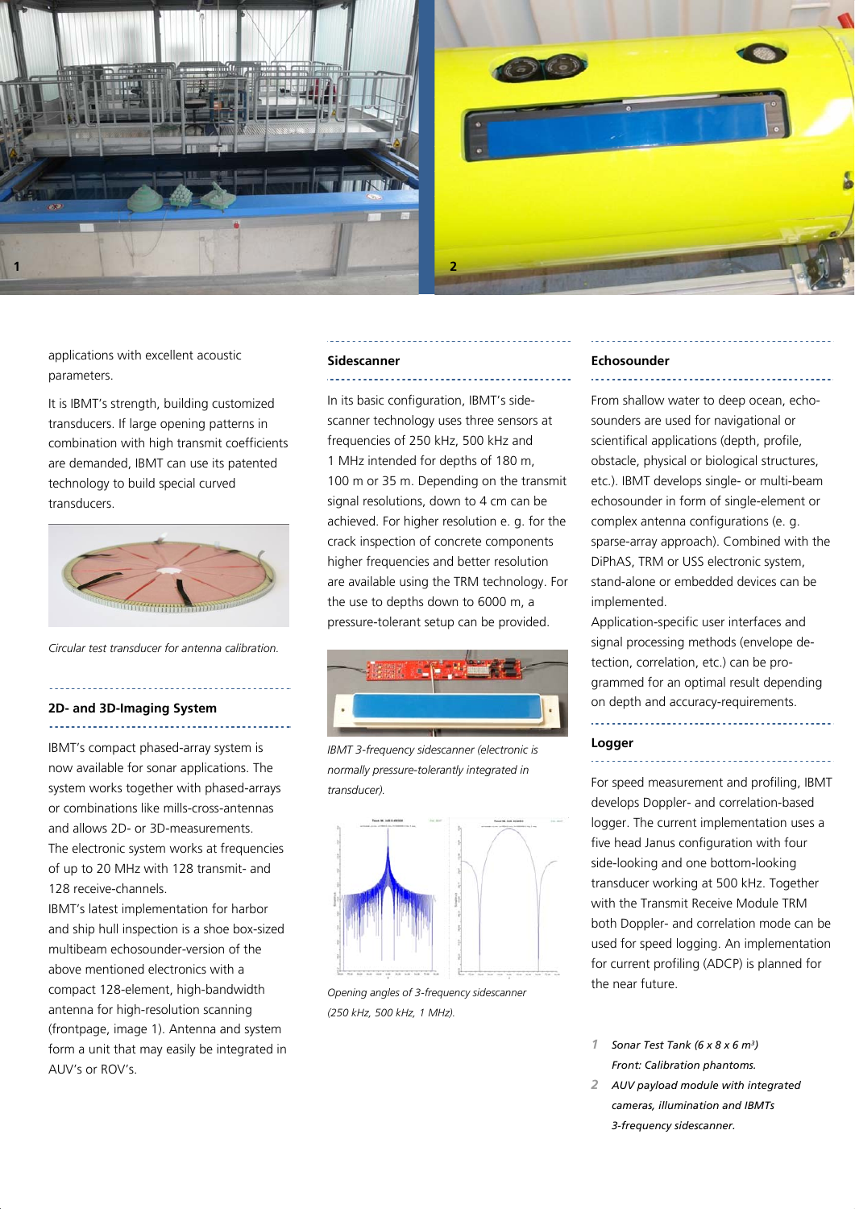applications with excellent acoustic parameters.

It is IBMT's strength, building customized transducers. If large opening patterns in combination with high transmit coefficients are demanded, IBMT can use its patented technology to build special curved transducers.

*Circular test transducer for antenna calibration.*

## 2D- and 3D-Imaging System

IBMT's compact phased-array system is now available for sonar applications. The system works together with phased-arrays or combinations like mills-cross-antennas and allows 2D- or 3D-measurements. The electronic system works at frequencies of up to 20 MHz with 128 transmit- and 128 receive-channels.

IBMT's latest implementation for harbor and ship hull inspection is a shoe box-sized multibeam echosounder-version of the above mentioned electronics with a compact 128-element, high-bandwidth antenna for high-resolution scanning (frontpage, image 1). Antenna and system form a unit that may easily be integrated in AUV's or ROV's.

## Sidescanner

In its basic configuration, IBMT's side-scanner technology uses three sensors at frequencies of 250 kHz, 500 kHz and 1 MHz intended for depths of 180 m, 100 m or 35 m. Depending on the transmit signal resolutions, down to 4 cm can be achieved. For higher resolution e. g. for the crack inspection of concrete components higher frequencies and better resolution are available using the TRM technology. For the use to depths down to 6000 m, a pressure-tolerant setup can be provided.

*IBMT 3-frequency sidescanner (electronic is normally pressure-tolerantly integrated in transducer).*

*Opening angles of 3-frequency sidescanner (250 kHz, 500 kHz, 1 MHz).*

## Echosounder

From shallow water to deep ocean, echo-sounders are used for navigational or scientifical applications (depth, profile, obstacle, physical or biological structures, etc.). IBMT develops single- or multi-beam echosounder in form of single-element or complex antenna configurations (e. g. sparse-array approach). Combined with the DiPhAS, TRM or USS electronic system, stand-alone or embedded devices can be implemented.

Application-specific user interfaces and signal processing methods (envelope de-tection, correlation, etc.) can be pro-grammed for an optimal result depending on depth and accuracy-requirements.

## Logger

For speed measurement and profiling, IBMT develops Doppler- and correlation-based logger. The current implementation uses a five head Janus configuration with four side-looking and one bottom-looking transducer working at 500 kHz. Together with the Transmit Receive Module TRM both Doppler- and correlation mode can be used for speed logging. An implementation for current profiling (ADCP) is planned for the near future.

1. *Sonar Test Tank (6 x 8 x 6 m³)*
   *Front: Calibration phantoms.*
2. *AUV payload module with integrated cameras, illumination and IBMTs 3-frequency sidescanner.*